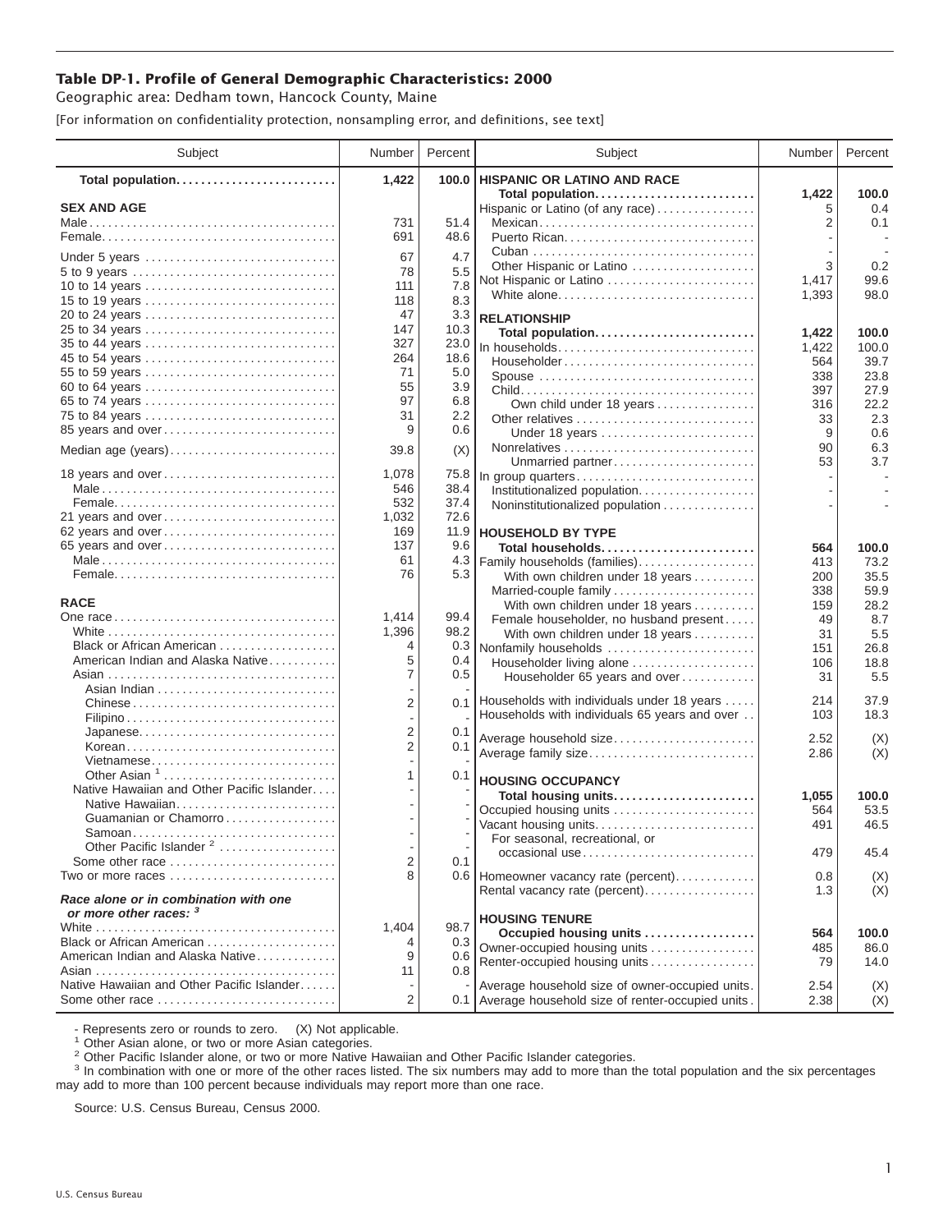**Table DP-1. Profile of General Demographic Characteristics: 2000**

Geographic area: Dedham town, Hancock County, Maine

[For information on confidentiality protection, nonsampling error, and definitions, see text]

| Subject | Number | Percent |
|---|---|---|
| **Total population** | **1,422** | **100.0** |
| **SEX AND AGE** | | |
| Male | 731 | 51.4 |
| Female | 691 | 48.6 |
| Under 5 years | 67 | 4.7 |
| 5 to 9 years | 78 | 5.5 |
| 10 to 14 years | 111 | 7.8 |
| 15 to 19 years | 118 | 8.3 |
| 20 to 24 years | 47 | 3.3 |
| 25 to 34 years | 147 | 10.3 |
| 35 to 44 years | 327 | 23.0 |
| 45 to 54 years | 264 | 18.6 |
| 55 to 59 years | 71 | 5.0 |
| 60 to 64 years | 55 | 3.9 |
| 65 to 74 years | 97 | 6.8 |
| 75 to 84 years | 31 | 2.2 |
| 85 years and over | 9 | 0.6 |
| Median age (years) | 39.8 | (X) |
| 18 years and over | 1,078 | 75.8 |
| Male | 546 | 38.4 |
| Female | 532 | 37.4 |
| 21 years and over | 1,032 | 72.6 |
| 62 years and over | 169 | 11.9 |
| 65 years and over | 137 | 9.6 |
| Male | 61 | 4.3 |
| Female | 76 | 5.3 |
| **RACE** | | |
| One race | 1,414 | 99.4 |
| White | 1,396 | 98.2 |
| Black or African American | 4 | 0.3 |
| American Indian and Alaska Native | 5 | 0.4 |
| Asian | 7 | 0.5 |
| Asian Indian | - | - |
| Chinese | 2 | 0.1 |
| Filipino | - | - |
| Japanese | 2 | 0.1 |
| Korean | 2 | 0.1 |
| Vietnamese | - | - |
| Other Asian [1] | 1 | 0.1 |
| Native Hawaiian and Other Pacific Islander | - | - |
| Native Hawaiian | - | - |
| Guamanian or Chamorro | - | - |
| Samoan | - | - |
| Other Pacific Islander [2] | - | - |
| Some other race | 2 | 0.1 |
| Two or more races | 8 | 0.6 |
| ***Race alone or in combination with one or more other races:*** [3] | | |
| White | 1,404 | 98.7 |
| Black or African American | 4 | 0.3 |
| American Indian and Alaska Native | 9 | 0.6 |
| Asian | 11 | 0.8 |
| Native Hawaiian and Other Pacific Islander | - | - |
| Some other race | 2 | 0.1 |
| **HISPANIC OR LATINO AND RACE** | | |
| **Total population** | **1,422** | **100.0** |
| Hispanic or Latino (of any race) | 5 | 0.4 |
| Mexican | 2 | 0.1 |
| Puerto Rican | - | - |
| Cuban | - | - |
| Other Hispanic or Latino | 3 | 0.2 |
| Not Hispanic or Latino | 1,417 | 99.6 |
| White alone | 1,393 | 98.0 |
| **RELATIONSHIP** | | |
| **Total population** | **1,422** | **100.0** |
| In households | 1,422 | 100.0 |
| Householder | 564 | 39.7 |
| Spouse | 338 | 23.8 |
| Child | 397 | 27.9 |
| Own child under 18 years | 316 | 22.2 |
| Other relatives | 33 | 2.3 |
| Under 18 years | 9 | 0.6 |
| Nonrelatives | 90 | 6.3 |
| Unmarried partner | 53 | 3.7 |
| In group quarters | - | - |
| Institutionalized population | - | - |
| Noninstitutionalized population | - | - |
| **HOUSEHOLD BY TYPE** | | |
| **Total households** | **564** | **100.0** |
| Family households (families) | 413 | 73.2 |
| With own children under 18 years | 200 | 35.5 |
| Married-couple family | 338 | 59.9 |
| With own children under 18 years | 159 | 28.2 |
| Female householder, no husband present | 49 | 8.7 |
| With own children under 18 years | 31 | 5.5 |
| Nonfamily households | 151 | 26.8 |
| Householder living alone | 106 | 18.8 |
| Householder 65 years and over | 31 | 5.5 |
| Households with individuals under 18 years | 214 | 37.9 |
| Households with individuals 65 years and over | 103 | 18.3 |
| Average household size | 2.52 | (X) |
| Average family size | 2.86 | (X) |
| **HOUSING OCCUPANCY** | | |
| **Total housing units** | **1,055** | **100.0** |
| Occupied housing units | 564 | 53.5 |
| Vacant housing units | 491 | 46.5 |
| For seasonal, recreational, or occasional use | 479 | 45.4 |
| Homeowner vacancy rate (percent) | 0.8 | (X) |
| Rental vacancy rate (percent) | 1.3 | (X) |
| **HOUSING TENURE** | | |
| **Occupied housing units** | **564** | **100.0** |
| Owner-occupied housing units | 485 | 86.0 |
| Renter-occupied housing units | 79 | 14.0 |
| Average household size of owner-occupied units | 2.54 | (X) |
| Average household size of renter-occupied units | 2.38 | (X) |

- Represents zero or rounds to zero. (X) Not applicable.

[1] Other Asian alone, or two or more Asian categories.

[2] Other Pacific Islander alone, or two or more Native Hawaiian and Other Pacific Islander categories.

[3] In combination with one or more of the other races listed. The six numbers may add to more than the total population and the six percentages may add to more than 100 percent because individuals may report more than one race.

Source: U.S. Census Bureau, Census 2000.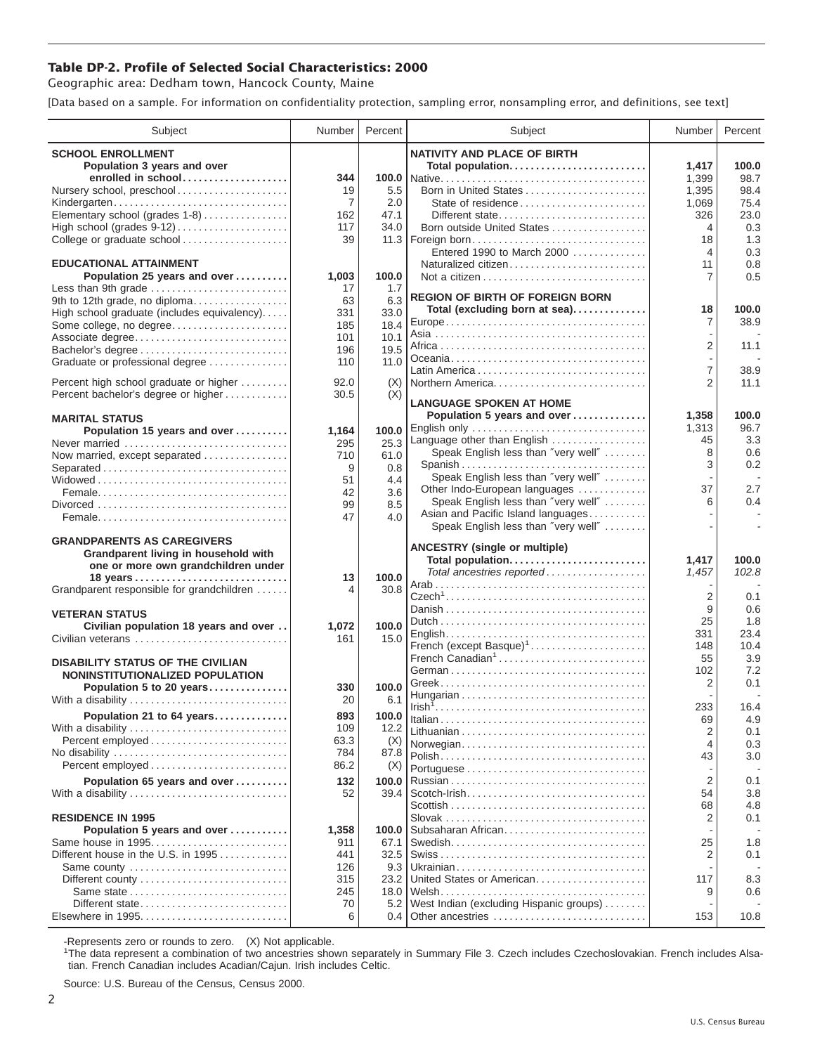## Table DP-2. Profile of Selected Social Characteristics: 2000

Geographic area: Dedham town, Hancock County, Maine

[Data based on a sample. For information on confidentiality protection, sampling error, nonsampling error, and definitions, see text]

| Subject | Number | Percent |
|---|---|---|
| **SCHOOL ENROLLMENT** | | |
| **Population 3 years and over enrolled in school** | **344** | **100.0** |
| Nursery school, preschool | 19 | 5.5 |
| Kindergarten | 7 | 2.0 |
| Elementary school (grades 1-8) | 162 | 47.1 |
| High school (grades 9-12) | 117 | 34.0 |
| College or graduate school | 39 | 11.3 |
| **EDUCATIONAL ATTAINMENT** | | |
| **Population 25 years and over** | **1,003** | **100.0** |
| Less than 9th grade | 17 | 1.7 |
| 9th to 12th grade, no diploma | 63 | 6.3 |
| High school graduate (includes equivalency) | 331 | 33.0 |
| Some college, no degree | 185 | 18.4 |
| Associate degree | 101 | 10.1 |
| Bachelor's degree | 196 | 19.5 |
| Graduate or professional degree | 110 | 11.0 |
| Percent high school graduate or higher | 92.0 | (X) |
| Percent bachelor's degree or higher | 30.5 | (X) |
| **MARITAL STATUS** | | |
| **Population 15 years and over** | **1,164** | **100.0** |
| Never married | 295 | 25.3 |
| Now married, except separated | 710 | 61.0 |
| Separated | 9 | 0.8 |
| Widowed | 51 | 4.4 |
| Female | 42 | 3.6 |
| Divorced | 99 | 8.5 |
| Female | 47 | 4.0 |
| **GRANDPARENTS AS CAREGIVERS** | | |
| **Grandparent living in household with one or more own grandchildren under 18 years** | **13** | **100.0** |
| Grandparent responsible for grandchildren | 4 | 30.8 |
| **VETERAN STATUS** | | |
| **Civilian population 18 years and over** | **1,072** | **100.0** |
| Civilian veterans | 161 | 15.0 |
| **DISABILITY STATUS OF THE CIVILIAN NONINSTITUTIONALIZED POPULATION** | | |
| **Population 5 to 20 years** | **330** | **100.0** |
| With a disability | 20 | 6.1 |
| **Population 21 to 64 years** | **893** | **100.0** |
| With a disability | 109 | 12.2 |
| Percent employed | 63.3 | (X) |
| No disability | 784 | 87.8 |
| Percent employed | 86.2 | (X) |
| **Population 65 years and over** | **132** | **100.0** |
| With a disability | 52 | 39.4 |
| **RESIDENCE IN 1995** | | |
| **Population 5 years and over** | **1,358** | **100.0** |
| Same house in 1995 | 911 | 67.1 |
| Different house in the U.S. in 1995 | 441 | 32.5 |
| Same county | 126 | 9.3 |
| Different county | 315 | 23.2 |
| Same state | 245 | 18.0 |
| Different state | 70 | 5.2 |
| Elsewhere in 1995 | 6 | 0.4 |

| Subject | Number | Percent |
|---|---|---|
| **NATIVITY AND PLACE OF BIRTH** | | |
| **Total population** | **1,417** | **100.0** |
| Native | 1,399 | 98.7 |
| Born in United States | 1,395 | 98.4 |
| State of residence | 1,069 | 75.4 |
| Different state | 326 | 23.0 |
| Born outside United States | 4 | 0.3 |
| Foreign born | 18 | 1.3 |
| Entered 1990 to March 2000 | 4 | 0.3 |
| Naturalized citizen | 11 | 0.8 |
| Not a citizen | 7 | 0.5 |
| **REGION OF BIRTH OF FOREIGN BORN** | | |
| **Total (excluding born at sea)** | **18** | **100.0** |
| Europe | 7 | 38.9 |
| Asia | - | - |
| Africa | 2 | 11.1 |
| Oceania | - | - |
| Latin America | 7 | 38.9 |
| Northern America | 2 | 11.1 |
| **LANGUAGE SPOKEN AT HOME** | | |
| **Population 5 years and over** | **1,358** | **100.0** |
| English only | 1,313 | 96.7 |
| Language other than English | 45 | 3.3 |
| Speak English less than "very well" | 8 | 0.6 |
| Spanish | 3 | 0.2 |
| Speak English less than "very well" | - | - |
| Other Indo-European languages | 37 | 2.7 |
| Speak English less than "very well" | 6 | 0.4 |
| Asian and Pacific Island languages | - | - |
| Speak English less than "very well" | - | - |
| **ANCESTRY (single or multiple)** | | |
| **Total population** | **1,417** | **100.0** |
| *Total ancestries reported* | *1,457* | *102.8* |
| Arab | - | - |
| Czech[1] | 2 | 0.1 |
| Danish | 9 | 0.6 |
| Dutch | 25 | 1.8 |
| English | 331 | 23.4 |
| French (except Basque)[1] | 148 | 10.4 |
| French Canadian[1] | 55 | 3.9 |
| German | 102 | 7.2 |
| Greek | 2 | 0.1 |
| Hungarian | - | - |
| Irish[1] | 233 | 16.4 |
| Italian | 69 | 4.9 |
| Lithuanian | 2 | 0.1 |
| Norwegian | 4 | 0.3 |
| Polish | 43 | 3.0 |
| Portuguese | - | - |
| Russian | 2 | 0.1 |
| Scotch-Irish | 54 | 3.8 |
| Scottish | 68 | 4.8 |
| Slovak | 2 | 0.1 |
| Subsaharan African | - | - |
| Swedish | 25 | 1.8 |
| Swiss | 2 | 0.1 |
| Ukrainian | - | - |
| United States or American | 117 | 8.3 |
| Welsh | 9 | 0.6 |
| West Indian (excluding Hispanic groups) | - | - |
| Other ancestries | 153 | 10.8 |

-Represents zero or rounds to zero. (X) Not applicable.

[1]The data represent a combination of two ancestries shown separately in Summary File 3. Czech includes Czechoslovakian. French includes Alsatian. French Canadian includes Acadian/Cajun. Irish includes Celtic.

Source: U.S. Bureau of the Census, Census 2000.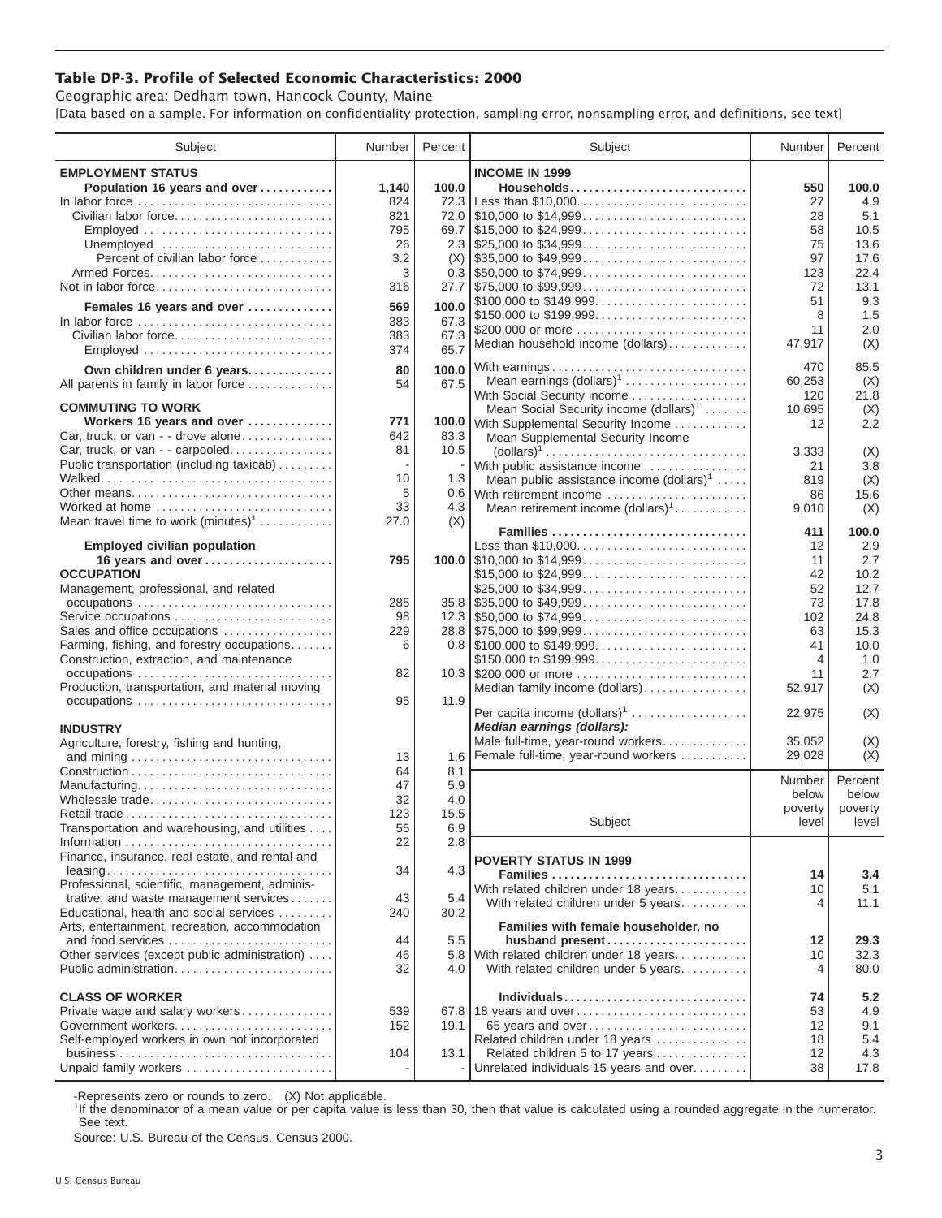# Table DP-3. Profile of Selected Economic Characteristics: 2000

Geographic area: Dedham town, Hancock County, Maine

[Data based on a sample. For information on confidentiality protection, sampling error, nonsampling error, and definitions, see text]

| Subject | Number | Percent |
|---|---|---|
| **EMPLOYMENT STATUS** | | |
| **Population 16 years and over** | **1,140** | **100.0** |
| In labor force | 824 | 72.3 |
| Civilian labor force | 821 | 72.0 |
| Employed | 795 | 69.7 |
| Unemployed | 26 | 2.3 |
| Percent of civilian labor force | 3.2 | (X) |
| Armed Forces | 3 | 0.3 |
| Not in labor force | 316 | 27.7 |
| **Females 16 years and over** | **569** | **100.0** |
| In labor force | 383 | 67.3 |
| Civilian labor force | 383 | 67.3 |
| Employed | 374 | 65.7 |
| **Own children under 6 years** | **80** | **100.0** |
| All parents in family in labor force | 54 | 67.5 |
| **COMMUTING TO WORK** | | |
| **Workers 16 years and over** | **771** | **100.0** |
| Car, truck, or van - - drove alone | 642 | 83.3 |
| Car, truck, or van - - carpooled | 81 | 10.5 |
| Public transportation (including taxicab) | - | - |
| Walked | 10 | 1.3 |
| Other means | 5 | 0.6 |
| Worked at home | 33 | 4.3 |
| Mean travel time to work (minutes)[1] | 27.0 | (X) |
| **Employed civilian population 16 years and over** | **795** | **100.0** |
| **OCCUPATION** | | |
| Management, professional, and related occupations | 285 | 35.8 |
| Service occupations | 98 | 12.3 |
| Sales and office occupations | 229 | 28.8 |
| Farming, fishing, and forestry occupations | 6 | 0.8 |
| Construction, extraction, and maintenance occupations | 82 | 10.3 |
| Production, transportation, and material moving occupations | 95 | 11.9 |
| **INDUSTRY** | | |
| Agriculture, forestry, fishing and hunting, and mining | 13 | 1.6 |
| Construction | 64 | 8.1 |
| Manufacturing | 47 | 5.9 |
| Wholesale trade | 32 | 4.0 |
| Retail trade | 123 | 15.5 |
| Transportation and warehousing, and utilities | 55 | 6.9 |
| Information | 22 | 2.8 |
| Finance, insurance, real estate, and rental and leasing | 34 | 4.3 |
| Professional, scientific, management, administrative, and waste management services | 43 | 5.4 |
| Educational, health and social services | 240 | 30.2 |
| Arts, entertainment, recreation, accommodation and food services | 44 | 5.5 |
| Other services (except public administration) | 46 | 5.8 |
| Public administration | 32 | 4.0 |
| **CLASS OF WORKER** | | |
| Private wage and salary workers | 539 | 67.8 |
| Government workers | 152 | 19.1 |
| Self-employed workers in own not incorporated business | 104 | 13.1 |
| Unpaid family workers | - | - |

| Subject | Number | Percent |
|---|---|---|
| **INCOME IN 1999** | | |
| **Households** | **550** | **100.0** |
| Less than $10,000 | 27 | 4.9 |
| $10,000 to $14,999 | 28 | 5.1 |
| $15,000 to $24,999 | 58 | 10.5 |
| $25,000 to $34,999 | 75 | 13.6 |
| $35,000 to $49,999 | 97 | 17.6 |
| $50,000 to $74,999 | 123 | 22.4 |
| $75,000 to $99,999 | 72 | 13.1 |
| $100,000 to $149,999 | 51 | 9.3 |
| $150,000 to $199,999 | 8 | 1.5 |
| $200,000 or more | 11 | 2.0 |
| Median household income (dollars) | 47,917 | (X) |
| With earnings | 470 | 85.5 |
| Mean earnings (dollars)[1] | 60,253 | (X) |
| With Social Security income | 120 | 21.8 |
| Mean Social Security income (dollars)[1] | 10,695 | (X) |
| With Supplemental Security Income | 12 | 2.2 |
| Mean Supplemental Security Income (dollars)[1] | 3,333 | (X) |
| With public assistance income | 21 | 3.8 |
| Mean public assistance income (dollars)[1] | 819 | (X) |
| With retirement income | 86 | 15.6 |
| Mean retirement income (dollars)[1] | 9,010 | (X) |
| **Families** | **411** | **100.0** |
| Less than $10,000 | 12 | 2.9 |
| $10,000 to $14,999 | 11 | 2.7 |
| $15,000 to $24,999 | 42 | 10.2 |
| $25,000 to $34,999 | 52 | 12.7 |
| $35,000 to $49,999 | 73 | 17.8 |
| $50,000 to $74,999 | 102 | 24.8 |
| $75,000 to $99,999 | 63 | 15.3 |
| $100,000 to $149,999 | 41 | 10.0 |
| $150,000 to $199,999 | 4 | 1.0 |
| $200,000 or more | 11 | 2.7 |
| Median family income (dollars) | 52,917 | (X) |
| Per capita income (dollars)[1] | 22,975 | (X) |
| ***Median earnings (dollars):*** | | |
| Male full-time, year-round workers | 35,052 | (X) |
| Female full-time, year-round workers | 29,028 | (X) |

| Subject | Number below poverty level | Percent below poverty level |
|---|---|---|
| **POVERTY STATUS IN 1999** | | |
| **Families** | **14** | **3.4** |
| With related children under 18 years | 10 | 5.1 |
| With related children under 5 years | 4 | 11.1 |
| **Families with female householder, no husband present** | **12** | **29.3** |
| With related children under 18 years | 10 | 32.3 |
| With related children under 5 years | 4 | 80.0 |
| **Individuals** | **74** | **5.2** |
| 18 years and over | 53 | 4.9 |
| 65 years and over | 12 | 9.1 |
| Related children under 18 years | 18 | 5.4 |
| Related children 5 to 17 years | 12 | 4.3 |
| Unrelated individuals 15 years and over | 38 | 17.8 |

-Represents zero or rounds to zero. (X) Not applicable.

[1]If the denominator of a mean value or per capita value is less than 30, then that value is calculated using a rounded aggregate in the numerator. See text.

Source: U.S. Bureau of the Census, Census 2000.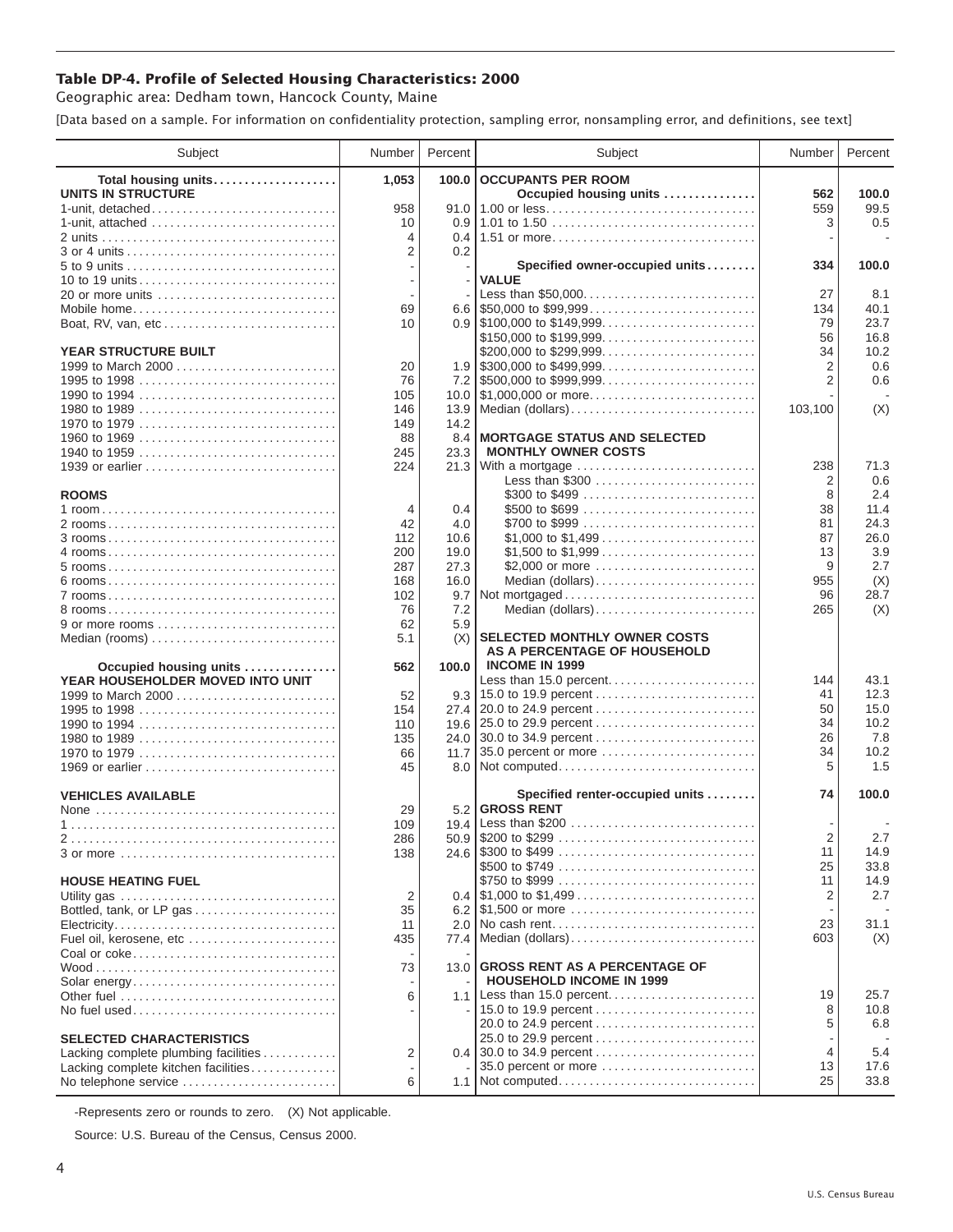**Table DP-4. Profile of Selected Housing Characteristics: 2000**

Geographic area: Dedham town, Hancock County, Maine

[Data based on a sample. For information on confidentiality protection, sampling error, nonsampling error, and definitions, see text]

| Subject | Number | Percent | Subject | Number | Percent |
|---|---|---|---|---|---|
| **Total housing units** | **1,053** | **100.0** | **OCCUPANTS PER ROOM** | | |
| **UNITS IN STRUCTURE** | | | **Occupied housing units** | **562** | **100.0** |
| 1-unit, detached | 958 | 91.0 | 1.00 or less | 559 | 99.5 |
| 1-unit, attached | 10 | 0.9 | 1.01 to 1.50 | 3 | 0.5 |
| 2 units | 4 | 0.4 | 1.51 or more | - | - |
| 3 or 4 units | 2 | 0.2 | | | |
| 5 to 9 units | - | - | **Specified owner-occupied units** | **334** | **100.0** |
| 10 to 19 units | - | - | **VALUE** | | |
| 20 or more units | - | - | Less than $50,000 | 27 | 8.1 |
| Mobile home | 69 | 6.6 | $50,000 to $99,999 | 134 | 40.1 |
| Boat, RV, van, etc | 10 | 0.9 | $100,000 to $149,999 | 79 | 23.7 |
| | | | $150,000 to $199,999 | 56 | 16.8 |
| **YEAR STRUCTURE BUILT** | | | $200,000 to $299,999 | 34 | 10.2 |
| 1999 to March 2000 | 20 | 1.9 | $300,000 to $499,999 | 2 | 0.6 |
| 1995 to 1998 | 76 | 7.2 | $500,000 to $999,999 | 2 | 0.6 |
| 1990 to 1994 | 105 | 10.0 | $1,000,000 or more | - | - |
| 1980 to 1989 | 146 | 13.9 | Median (dollars) | 103,100 | (X) |
| 1970 to 1979 | 149 | 14.2 | | | |
| 1960 to 1969 | 88 | 8.4 | **MORTGAGE STATUS AND SELECTED MONTHLY OWNER COSTS** | | |
| 1940 to 1959 | 245 | 23.3 | | | |
| 1939 or earlier | 224 | 21.3 | With a mortgage | 238 | 71.3 |
| | | | Less than $300 | 2 | 0.6 |
| **ROOMS** | | | $300 to $499 | 8 | 2.4 |
| 1 room | 4 | 0.4 | $500 to $699 | 38 | 11.4 |
| 2 rooms | 42 | 4.0 | $700 to $999 | 81 | 24.3 |
| 3 rooms | 112 | 10.6 | $1,000 to $1,499 | 87 | 26.0 |
| 4 rooms | 200 | 19.0 | $1,500 to $1,999 | 13 | 3.9 |
| 5 rooms | 287 | 27.3 | $2,000 or more | 9 | 2.7 |
| 6 rooms | 168 | 16.0 | Median (dollars) | 955 | (X) |
| 7 rooms | 102 | 9.7 | Not mortgaged | 96 | 28.7 |
| 8 rooms | 76 | 7.2 | Median (dollars) | 265 | (X) |
| 9 or more rooms | 62 | 5.9 | | | |
| Median (rooms) | 5.1 | (X) | **SELECTED MONTHLY OWNER COSTS AS A PERCENTAGE OF HOUSEHOLD INCOME IN 1999** | | |
| **Occupied housing units** | **562** | **100.0** | | | |
| **YEAR HOUSEHOLDER MOVED INTO UNIT** | | | Less than 15.0 percent | 144 | 43.1 |
| 1999 to March 2000 | 52 | 9.3 | 15.0 to 19.9 percent | 41 | 12.3 |
| 1995 to 1998 | 154 | 27.4 | 20.0 to 24.9 percent | 50 | 15.0 |
| 1990 to 1994 | 110 | 19.6 | 25.0 to 29.9 percent | 34 | 10.2 |
| 1980 to 1989 | 135 | 24.0 | 30.0 to 34.9 percent | 26 | 7.8 |
| 1970 to 1979 | 66 | 11.7 | 35.0 percent or more | 34 | 10.2 |
| 1969 or earlier | 45 | 8.0 | Not computed | 5 | 1.5 |
| | | | | | |
| **VEHICLES AVAILABLE** | | | **Specified renter-occupied units** | **74** | **100.0** |
| None | 29 | 5.2 | **GROSS RENT** | | |
| 1 | 109 | 19.4 | Less than $200 | - | - |
| 2 | 286 | 50.9 | $200 to $299 | 2 | 2.7 |
| 3 or more | 138 | 24.6 | $300 to $499 | 11 | 14.9 |
| | | | $500 to $749 | 25 | 33.8 |
| **HOUSE HEATING FUEL** | | | $750 to $999 | 11 | 14.9 |
| Utility gas | 2 | 0.4 | $1,000 to $1,499 | 2 | 2.7 |
| Bottled, tank, or LP gas | 35 | 6.2 | $1,500 or more | - | - |
| Electricity | 11 | 2.0 | No cash rent | 23 | 31.1 |
| Fuel oil, kerosene, etc | 435 | 77.4 | Median (dollars) | 603 | (X) |
| Coal or coke | - | - | | | |
| Wood | 73 | 13.0 | **GROSS RENT AS A PERCENTAGE OF HOUSEHOLD INCOME IN 1999** | | |
| Solar energy | - | - | | | |
| Other fuel | 6 | 1.1 | Less than 15.0 percent | 19 | 25.7 |
| No fuel used | - | - | 15.0 to 19.9 percent | 8 | 10.8 |
| | | | 20.0 to 24.9 percent | 5 | 6.8 |
| **SELECTED CHARACTERISTICS** | | | 25.0 to 29.9 percent | - | - |
| Lacking complete plumbing facilities | 2 | 0.4 | 30.0 to 34.9 percent | 4 | 5.4 |
| Lacking complete kitchen facilities | - | - | 35.0 percent or more | 13 | 17.6 |
| No telephone service | 6 | 1.1 | Not computed | 25 | 33.8 |

-Represents zero or rounds to zero. (X) Not applicable.

Source: U.S. Bureau of the Census, Census 2000.